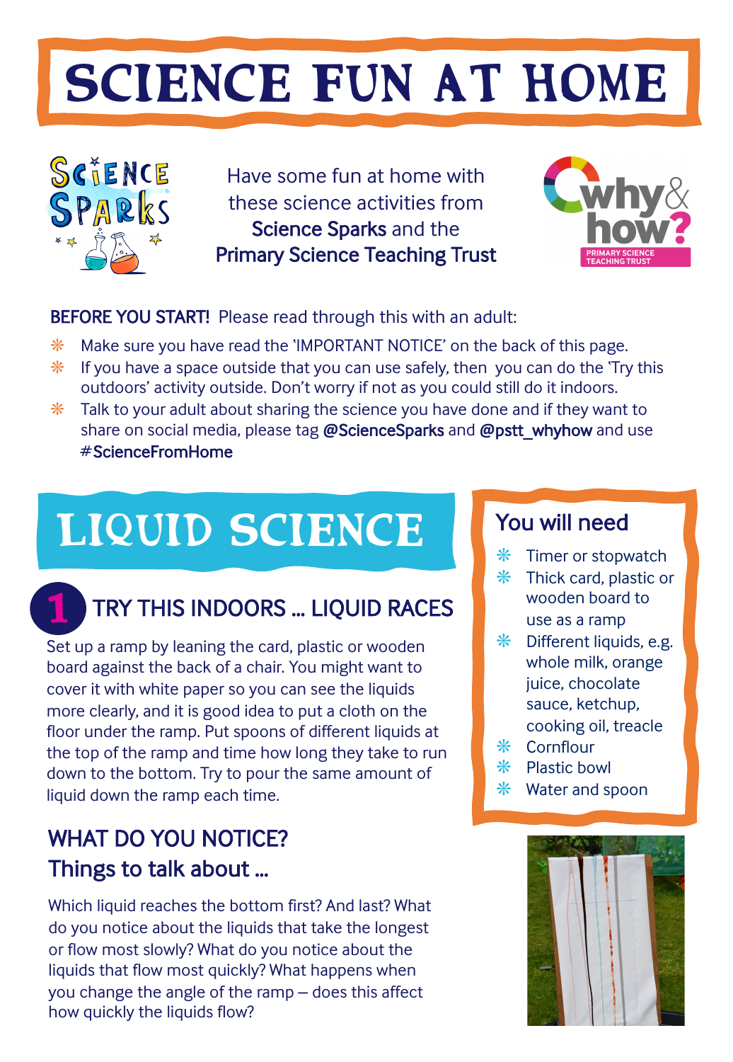# SCIENCE FUN AT HOME

Have some fun at home with these science activities from **Science Sparks** and the **Primary Science Teaching Trust**

**BEFORE YOU START!** Please read through this with an adult:

- Make sure you have read the 'IMPORTANT NOTICE' on the back of this page.
- If you have a space outside that you can use safely, then you can do the 'Try this outdoors' activity outside. Don't worry if not as you could still do it indoors.
- Talk to your adult about sharing the science you have done and if they want to share on social media, please tag **@ScienceSparks** and **@pstt_whyhow** and use **#ScienceFromHome**

## LIQUID SCIENCE

### 1 TRY THIS INDOORS … LIQUID RACES

Set up a ramp by leaning the card, plastic or wooden board against the back of a chair. You might want to cover it with white paper so you can see the liquids more clearly, and it is good idea to put a cloth on the floor under the ramp. Put spoons of different liquids at the top of the ramp and time how long they take to run down to the bottom. Try to pour the same amount of liquid down the ramp each time.

### WHAT DO YOU NOTICE?
### Things to talk about …

Which liquid reaches the bottom first? And last? What do you notice about the liquids that take the longest or flow most slowly? What do you notice about the liquids that flow most quickly? What happens when you change the angle of the ramp – does this affect how quickly the liquids flow?

### You will need

- Timer or stopwatch
- Thick card, plastic or wooden board to use as a ramp
- Different liquids, e.g. whole milk, orange juice, chocolate sauce, ketchup, cooking oil, treacle
- Cornflour
- Plastic bowl
- Water and spoon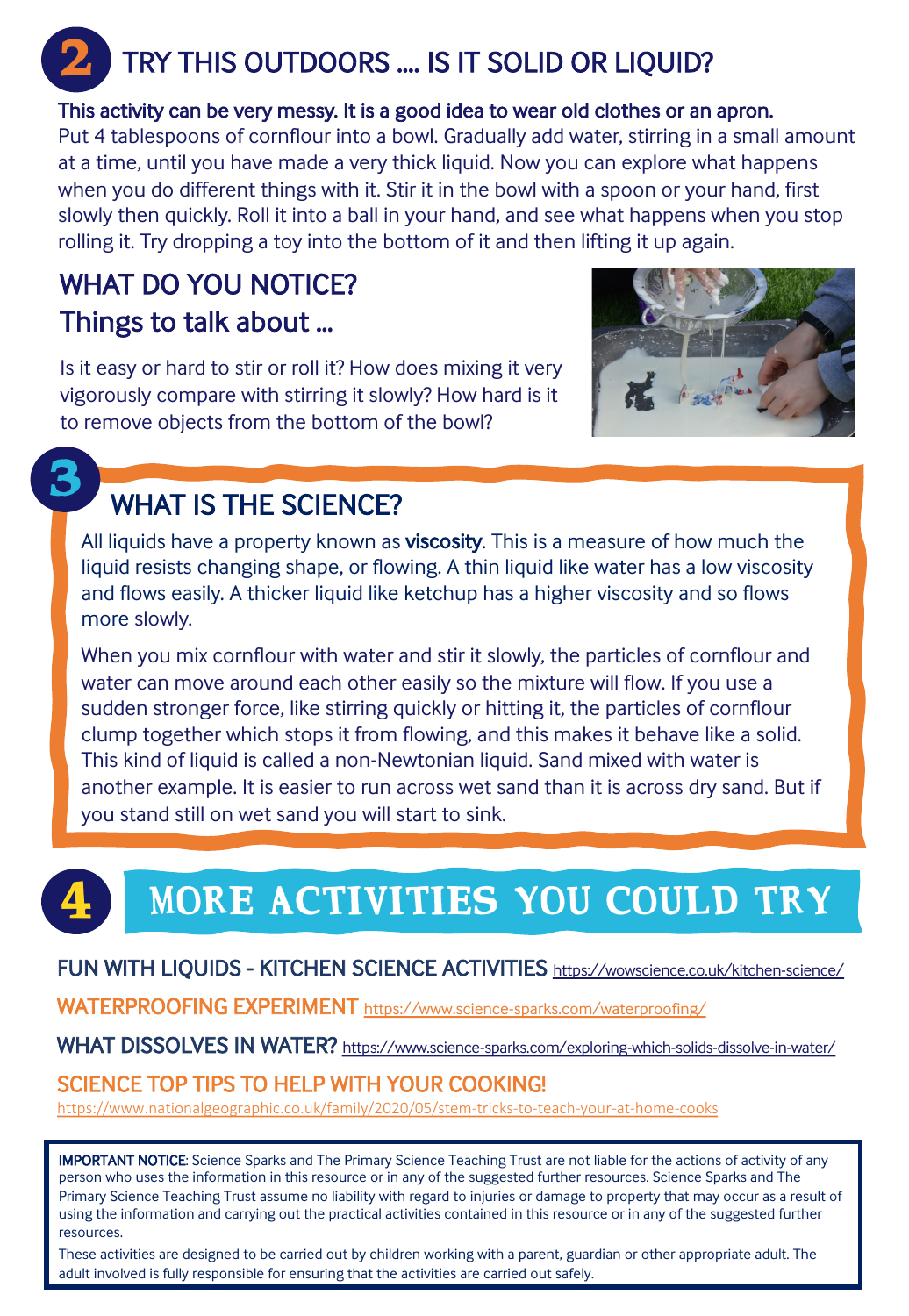## 2 TRY THIS OUTDOORS .... IS IT SOLID OR LIQUID?

**This activity can be very messy. It is a good idea to wear old clothes or an apron.**

Put 4 tablespoons of cornflour into a bowl. Gradually add water, stirring in a small amount at a time, until you have made a very thick liquid. Now you can explore what happens when you do different things with it. Stir it in the bowl with a spoon or your hand, first slowly then quickly. Roll it into a ball in your hand, and see what happens when you stop rolling it. Try dropping a toy into the bottom of it and then lifting it up again.

### WHAT DO YOU NOTICE?

### Things to talk about ...

Is it easy or hard to stir or roll it? How does mixing it very vigorously compare with stirring it slowly? How hard is it to remove objects from the bottom of the bowl?

## 3 WHAT IS THE SCIENCE?

All liquids have a property known as **viscosity**. This is a measure of how much the liquid resists changing shape, or flowing. A thin liquid like water has a low viscosity and flows easily. A thicker liquid like ketchup has a higher viscosity and so flows more slowly.

When you mix cornflour with water and stir it slowly, the particles of cornflour and water can move around each other easily so the mixture will flow. If you use a sudden stronger force, like stirring quickly or hitting it, the particles of cornflour clump together which stops it from flowing, and this makes it behave like a solid. This kind of liquid is called a non-Newtonian liquid. Sand mixed with water is another example. It is easier to run across wet sand than it is across dry sand. But if you stand still on wet sand you will start to sink.

## 4 MORE ACTIVITIES YOU COULD TRY

**FUN WITH LIQUIDS - KITCHEN SCIENCE ACTIVITIES** https://wowscience.co.uk/kitchen-science/

**WATERPROOFING EXPERIMENT** https://www.science-sparks.com/waterproofing/

**WHAT DISSOLVES IN WATER?** https://www.science-sparks.com/exploring-which-solids-dissolve-in-water/

**SCIENCE TOP TIPS TO HELP WITH YOUR COOKING!**
https://www.nationalgeographic.co.uk/family/2020/05/stem-tricks-to-teach-your-at-home-cooks

**IMPORTANT NOTICE**: Science Sparks and The Primary Science Teaching Trust are not liable for the actions of activity of any person who uses the information in this resource or in any of the suggested further resources. Science Sparks and The Primary Science Teaching Trust assume no liability with regard to injuries or damage to property that may occur as a result of using the information and carrying out the practical activities contained in this resource or in any of the suggested further resources.

These activities are designed to be carried out by children working with a parent, guardian or other appropriate adult. The adult involved is fully responsible for ensuring that the activities are carried out safely.